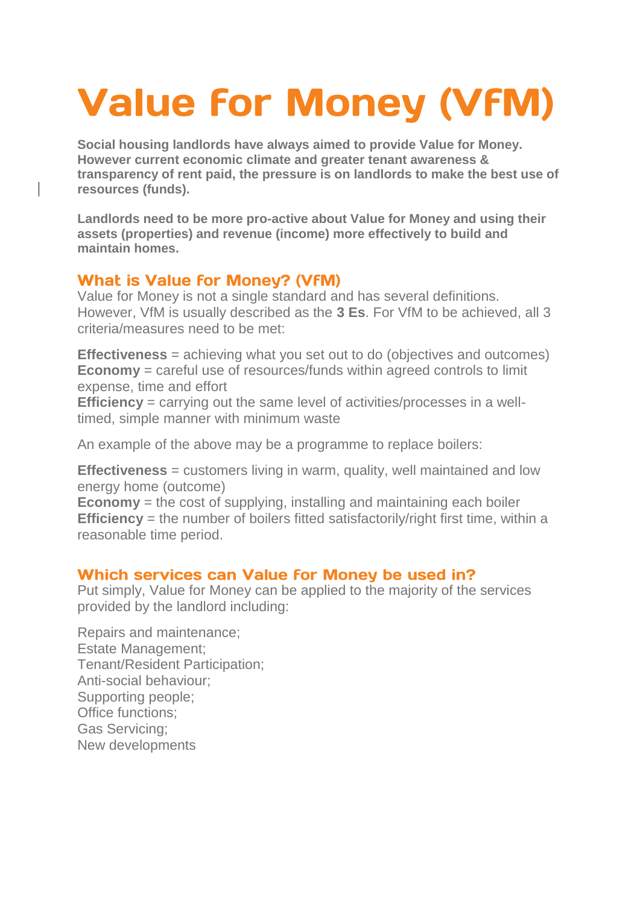# Value for Money (VfM)

**Social housing landlords have always aimed to provide Value for Money. However current economic climate and greater tenant awareness & transparency of rent paid, the pressure is on landlords to make the best use of resources (funds).**

**Landlords need to be more pro-active about Value for Money and using their assets (properties) and revenue (income) more effectively to build and maintain homes.**

## What is Value for Money? (VfM)

Value for Money is not a single standard and has several definitions. However, VfM is usually described as the **3 Es**. For VfM to be achieved, all 3 criteria/measures need to be met:

**Effectiveness** = achieving what you set out to do (objectives and outcomes)
**Economy** = careful use of resources/funds within agreed controls to limit expense, time and effort
**Efficiency** = carrying out the same level of activities/processes in a well-timed, simple manner with minimum waste

An example of the above may be a programme to replace boilers:

**Effectiveness** = customers living in warm, quality, well maintained and low energy home (outcome)
**Economy** = the cost of supplying, installing and maintaining each boiler
**Efficiency** = the number of boilers fitted satisfactorily/right first time, within a reasonable time period.

## Which services can Value for Money be used in?

Put simply, Value for Money can be applied to the majority of the services provided by the landlord including:

Repairs and maintenance;
Estate Management;
Tenant/Resident Participation;
Anti-social behaviour;
Supporting people;
Office functions;
Gas Servicing;
New developments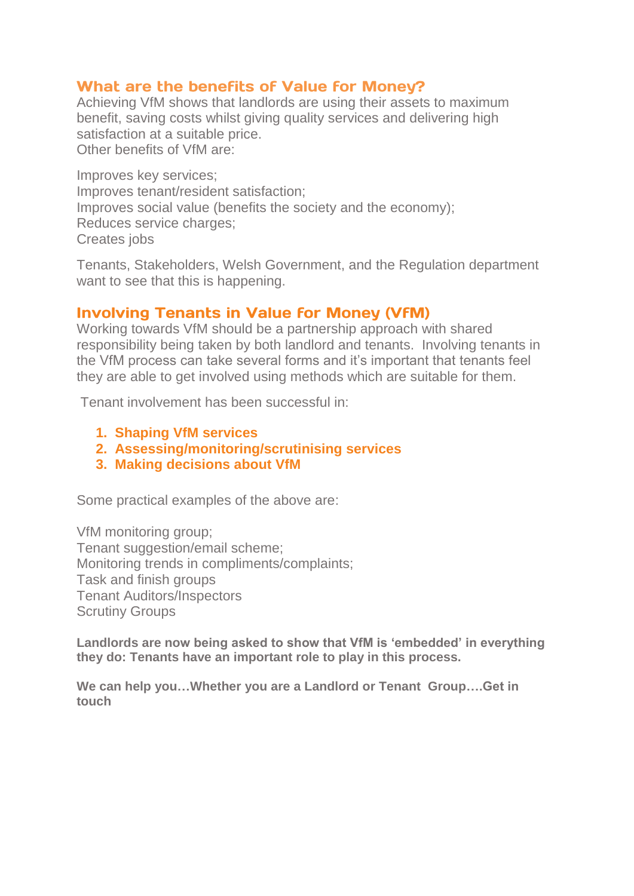## What are the benefits of Value for Money?

Achieving VfM shows that landlords are using their assets to maximum benefit, saving costs whilst giving quality services and delivering high satisfaction at a suitable price.
Other benefits of VfM are:

Improves key services;
Improves tenant/resident satisfaction;
Improves social value (benefits the society and the economy);
Reduces service charges;
Creates jobs

Tenants, Stakeholders, Welsh Government, and the Regulation department want to see that this is happening.

## Involving Tenants in Value for Money (VfM)

Working towards VfM should be a partnership approach with shared responsibility being taken by both landlord and tenants. Involving tenants in the VfM process can take several forms and it's important that tenants feel they are able to get involved using methods which are suitable for them.

Tenant involvement has been successful in:

1. **Shaping VfM services**
2. **Assessing/monitoring/scrutinising services**
3. **Making decisions about VfM**

Some practical examples of the above are:

VfM monitoring group;
Tenant suggestion/email scheme;
Monitoring trends in compliments/complaints;
Task and finish groups
Tenant Auditors/Inspectors
Scrutiny Groups

**Landlords are now being asked to show that VfM is 'embedded' in everything they do: Tenants have an important role to play in this process.**

**We can help you…Whether you are a Landlord or Tenant Group….Get in touch**